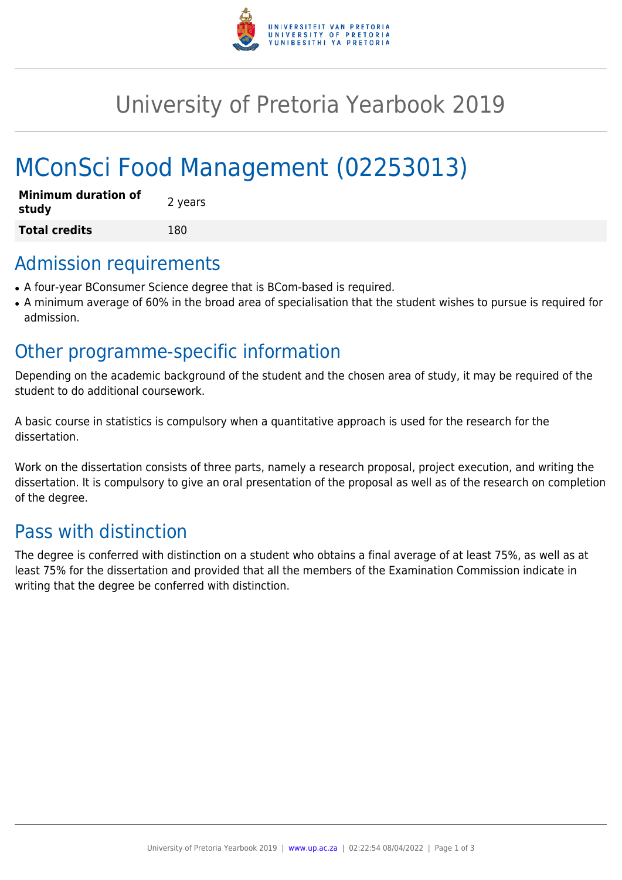# University of Pretoria Yearbook 2019

# MConSci Food Management (02253013)

| **Minimum duration of study** | 2 years |
|---|---|
| **Total credits** | 180 |

## Admission requirements

- A four-year BConsumer Science degree that is BCom-based is required.
- A minimum average of 60% in the broad area of specialisation that the student wishes to pursue is required for admission.

## Other programme-specific information

Depending on the academic background of the student and the chosen area of study, it may be required of the student to do additional coursework.

A basic course in statistics is compulsory when a quantitative approach is used for the research for the dissertation.

Work on the dissertation consists of three parts, namely a research proposal, project execution, and writing the dissertation. It is compulsory to give an oral presentation of the proposal as well as of the research on completion of the degree.

## Pass with distinction

The degree is conferred with distinction on a student who obtains a final average of at least 75%, as well as at least 75% for the dissertation and provided that all the members of the Examination Commission indicate in writing that the degree be conferred with distinction.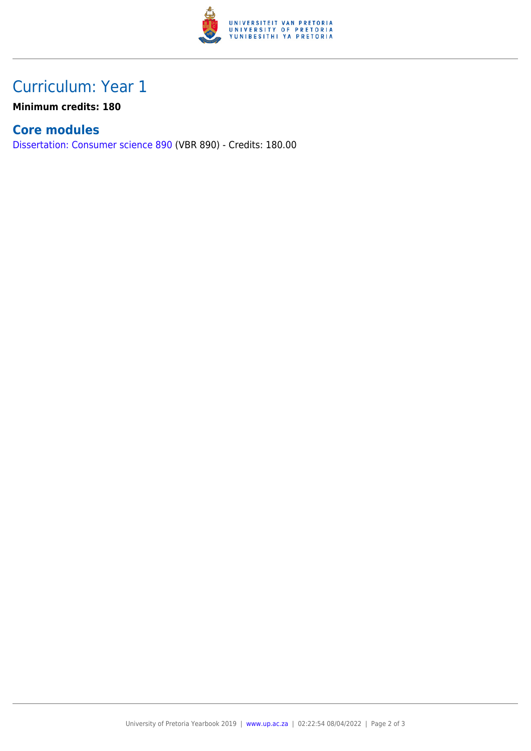# Curriculum: Year 1

**Minimum credits: 180**

## Core modules

Dissertation: Consumer science 890 (VBR 890) - Credits: 180.00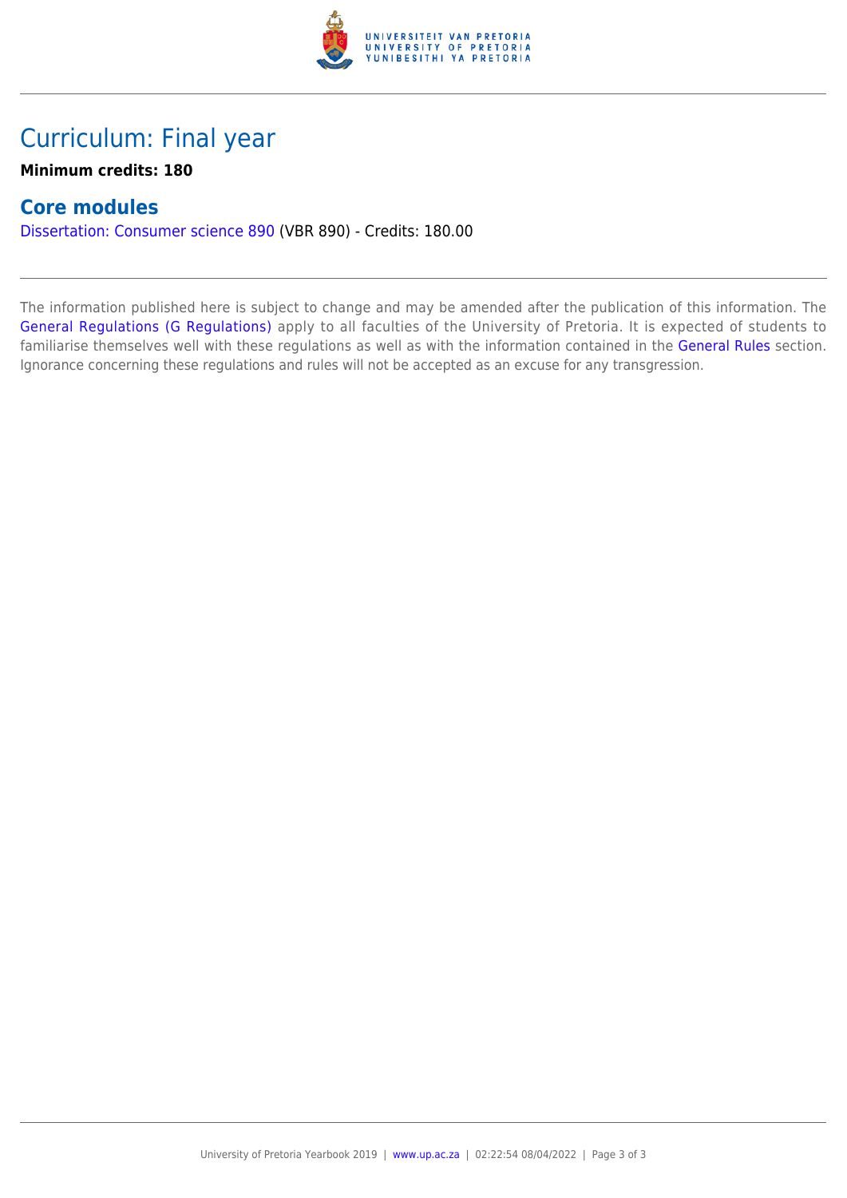## Curriculum: Final year

**Minimum credits: 180**

### Core modules

Dissertation: Consumer science 890 (VBR 890) - Credits: 180.00

The information published here is subject to change and may be amended after the publication of this information. The General Regulations (G Regulations) apply to all faculties of the University of Pretoria. It is expected of students to familiarise themselves well with these regulations as well as with the information contained in the General Rules section. Ignorance concerning these regulations and rules will not be accepted as an excuse for any transgression.